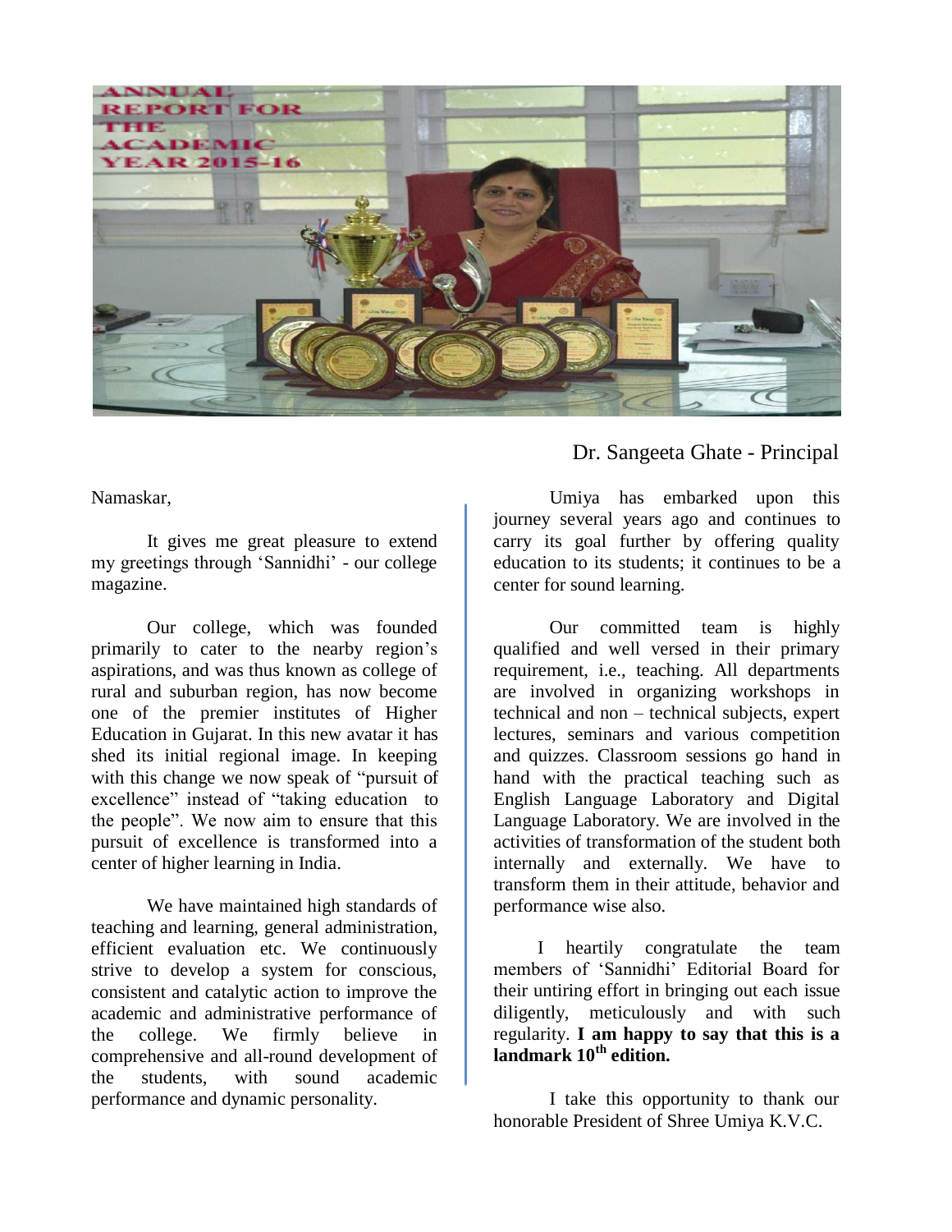# ANNUAL REPORT FOR THE ACADEMIC YEAR 2015-16

Dr. Sangeeta Ghate - Principal

Namaskar,

It gives me great pleasure to extend my greetings through 'Sannidhi' - our college magazine.

Our college, which was founded primarily to cater to the nearby region's aspirations, and was thus known as college of rural and suburban region, has now become one of the premier institutes of Higher Education in Gujarat. In this new avatar it has shed its initial regional image. In keeping with this change we now speak of "pursuit of excellence" instead of "taking education to the people". We now aim to ensure that this pursuit of excellence is transformed into a center of higher learning in India.

We have maintained high standards of teaching and learning, general administration, efficient evaluation etc. We continuously strive to develop a system for conscious, consistent and catalytic action to improve the academic and administrative performance of the college. We firmly believe in comprehensive and all-round development of the students, with sound academic performance and dynamic personality.

Umiya has embarked upon this journey several years ago and continues to carry its goal further by offering quality education to its students; it continues to be a center for sound learning.

Our committed team is highly qualified and well versed in their primary requirement, i.e., teaching. All departments are involved in organizing workshops in technical and non – technical subjects, expert lectures, seminars and various competition and quizzes. Classroom sessions go hand in hand with the practical teaching such as English Language Laboratory and Digital Language Laboratory. We are involved in the activities of transformation of the student both internally and externally. We have to transform them in their attitude, behavior and performance wise also.

I heartily congratulate the team members of 'Sannidhi' Editorial Board for their untiring effort in bringing out each issue diligently, meticulously and with such regularity. **I am happy to say that this is a landmark 10th edition.**

I take this opportunity to thank our honorable President of Shree Umiya K.V.C.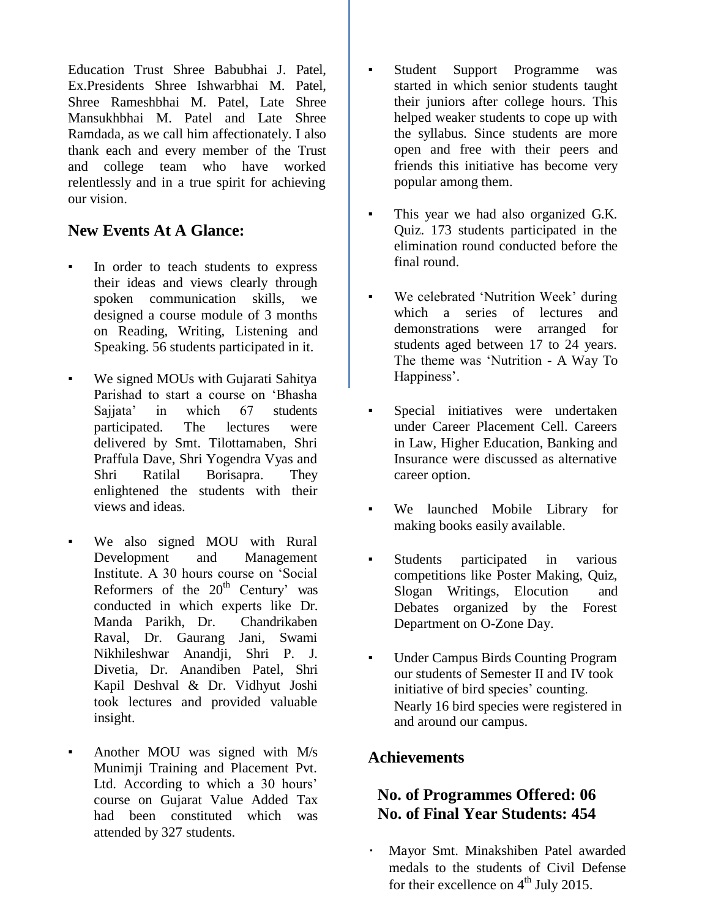Education Trust Shree Babubhai J. Patel, Ex.Presidents Shree Ishwarbhai M. Patel, Shree Rameshbhai M. Patel, Late Shree Mansukhbhai M. Patel and Late Shree Ramdada, as we call him affectionately. I also thank each and every member of the Trust and college team who have worked relentlessly and in a true spirit for achieving our vision.

## New Events At A Glance:

- In order to teach students to express their ideas and views clearly through spoken communication skills, we designed a course module of 3 months on Reading, Writing, Listening and Speaking. 56 students participated in it.
- We signed MOUs with Gujarati Sahitya Parishad to start a course on 'Bhasha Sajjata' in which 67 students participated. The lectures were delivered by Smt. Tilottamaben, Shri Praffula Dave, Shri Yogendra Vyas and Shri Ratilal Borisapra. They enlightened the students with their views and ideas.
- We also signed MOU with Rural Development and Management Institute. A 30 hours course on 'Social Reformers of the 20th Century' was conducted in which experts like Dr. Manda Parikh, Dr. Chandrikaben Raval, Dr. Gaurang Jani, Swami Nikhileshwar Anandji, Shri P. J. Divetia, Dr. Anandiben Patel, Shri Kapil Deshval & Dr. Vidhyut Joshi took lectures and provided valuable insight.
- Another MOU was signed with M/s Munimji Training and Placement Pvt. Ltd. According to which a 30 hours' course on Gujarat Value Added Tax had been constituted which was attended by 327 students.
- Student Support Programme was started in which senior students taught their juniors after college hours. This helped weaker students to cope up with the syllabus. Since students are more open and free with their peers and friends this initiative has become very popular among them.
- This year we had also organized G.K. Quiz. 173 students participated in the elimination round conducted before the final round.
- We celebrated 'Nutrition Week' during which a series of lectures and demonstrations were arranged for students aged between 17 to 24 years. The theme was 'Nutrition - A Way To Happiness'.
- Special initiatives were undertaken under Career Placement Cell. Careers in Law, Higher Education, Banking and Insurance were discussed as alternative career option.
- We launched Mobile Library for making books easily available.
- Students participated in various competitions like Poster Making, Quiz, Slogan Writings, Elocution and Debates organized by the Forest Department on O-Zone Day.
- Under Campus Birds Counting Program our students of Semester II and IV took initiative of bird species' counting. Nearly 16 bird species were registered in and around our campus.

## Achievements

### No. of Programmes Offered: 06
### No. of Final Year Students: 454

- Mayor Smt. Minakshiben Patel awarded medals to the students of Civil Defense for their excellence on 4th July 2015.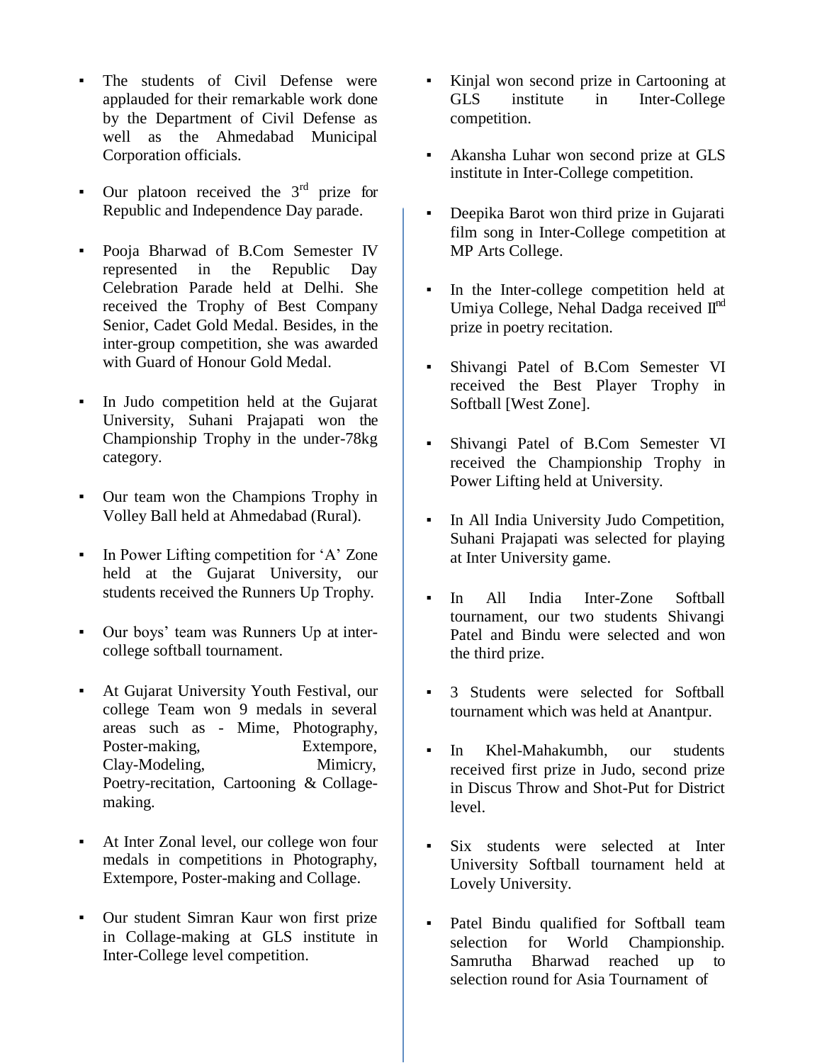- The students of Civil Defense were applauded for their remarkable work done by the Department of Civil Defense as well as the Ahmedabad Municipal Corporation officials.

- Our platoon received the 3rd prize for Republic and Independence Day parade.

- Pooja Bharwad of B.Com Semester IV represented in the Republic Day Celebration Parade held at Delhi. She received the Trophy of Best Company Senior, Cadet Gold Medal. Besides, in the inter-group competition, she was awarded with Guard of Honour Gold Medal.

- In Judo competition held at the Gujarat University, Suhani Prajapati won the Championship Trophy in the under-78kg category.

- Our team won the Champions Trophy in Volley Ball held at Ahmedabad (Rural).

- In Power Lifting competition for 'A' Zone held at the Gujarat University, our students received the Runners Up Trophy.

- Our boys' team was Runners Up at inter-college softball tournament.

- At Gujarat University Youth Festival, our college Team won 9 medals in several areas such as - Mime, Photography, Poster-making, Extempore, Clay-Modeling, Mimicry, Poetry-recitation, Cartooning & Collage-making.

- At Inter Zonal level, our college won four medals in competitions in Photography, Extempore, Poster-making and Collage.

- Our student Simran Kaur won first prize in Collage-making at GLS institute in Inter-College level competition.

- Kinjal won second prize in Cartooning at GLS institute in Inter-College competition.

- Akansha Luhar won second prize at GLS institute in Inter-College competition.

- Deepika Barot won third prize in Gujarati film song in Inter-College competition at MP Arts College.

- In the Inter-college competition held at Umiya College, Nehal Dadga received IInd prize in poetry recitation.

- Shivangi Patel of B.Com Semester VI received the Best Player Trophy in Softball [West Zone].

- Shivangi Patel of B.Com Semester VI received the Championship Trophy in Power Lifting held at University.

- In All India University Judo Competition, Suhani Prajapati was selected for playing at Inter University game.

- In All India Inter-Zone Softball tournament, our two students Shivangi Patel and Bindu were selected and won the third prize.

- 3 Students were selected for Softball tournament which was held at Anantpur.

- In Khel-Mahakumbh, our students received first prize in Judo, second prize in Discus Throw and Shot-Put for District level.

- Six students were selected at Inter University Softball tournament held at Lovely University.

- Patel Bindu qualified for Softball team selection for World Championship. Samrutha Bharwad reached up to selection round for Asia Tournament of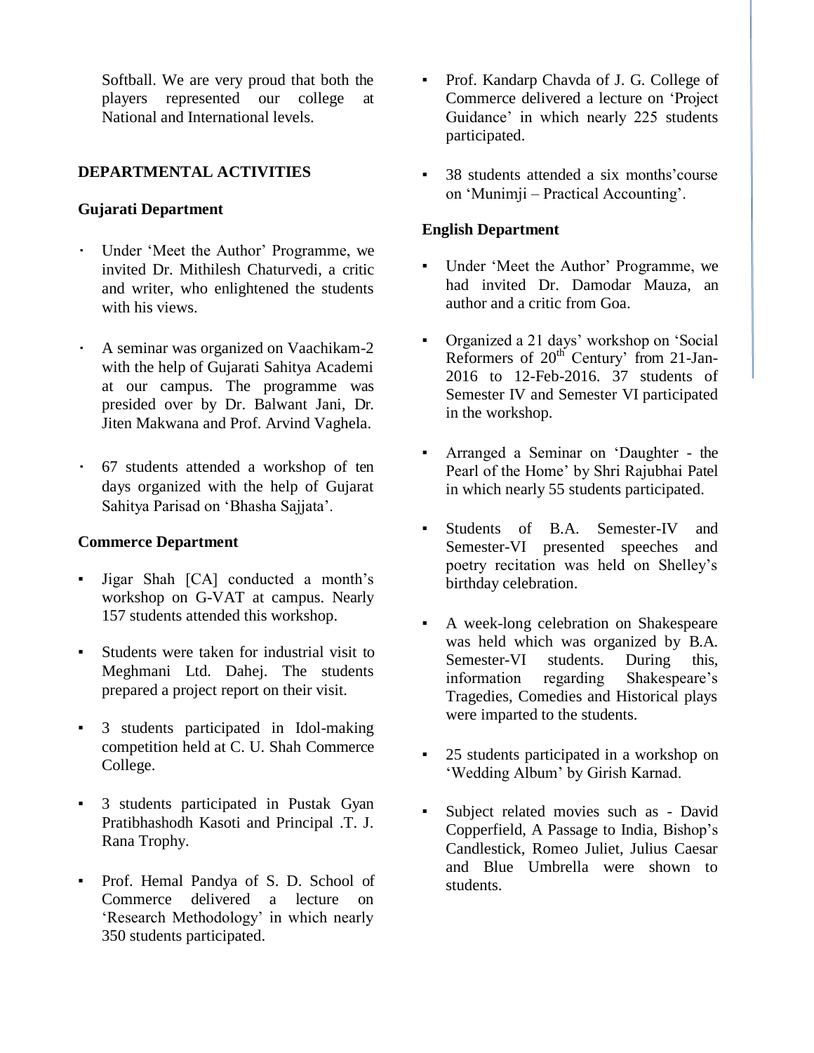Softball. We are very proud that both the players represented our college at National and International levels.

## DEPARTMENTAL ACTIVITIES

### Gujarati Department

- Under 'Meet the Author' Programme, we invited Dr. Mithilesh Chaturvedi, a critic and writer, who enlightened the students with his views.
- A seminar was organized on Vaachikam-2 with the help of Gujarati Sahitya Academi at our campus. The programme was presided over by Dr. Balwant Jani, Dr. Jiten Makwana and Prof. Arvind Vaghela.
- 67 students attended a workshop of ten days organized with the help of Gujarat Sahitya Parisad on 'Bhasha Sajjata'.

### Commerce Department

- Jigar Shah [CA] conducted a month's workshop on G-VAT at campus. Nearly 157 students attended this workshop.
- Students were taken for industrial visit to Meghmani Ltd. Dahej. The students prepared a project report on their visit.
- 3 students participated in Idol-making competition held at C. U. Shah Commerce College.
- 3 students participated in Pustak Gyan Pratibhashodh Kasoti and Principal .T. J. Rana Trophy.
- Prof. Hemal Pandya of S. D. School of Commerce delivered a lecture on 'Research Methodology' in which nearly 350 students participated.
- Prof. Kandarp Chavda of J. G. College of Commerce delivered a lecture on 'Project Guidance' in which nearly 225 students participated.
- 38 students attended a six months'course on 'Munimji – Practical Accounting'.

### English Department

- Under 'Meet the Author' Programme, we had invited Dr. Damodar Mauza, an author and a critic from Goa.
- Organized a 21 days' workshop on 'Social Reformers of 20th Century' from 21-Jan-2016 to 12-Feb-2016. 37 students of Semester IV and Semester VI participated in the workshop.
- Arranged a Seminar on 'Daughter - the Pearl of the Home' by Shri Rajubhai Patel in which nearly 55 students participated.
- Students of B.A. Semester-IV and Semester-VI presented speeches and poetry recitation was held on Shelley's birthday celebration.
- A week-long celebration on Shakespeare was held which was organized by B.A. Semester-VI students. During this, information regarding Shakespeare's Tragedies, Comedies and Historical plays were imparted to the students.
- 25 students participated in a workshop on 'Wedding Album' by Girish Karnad.
- Subject related movies such as - David Copperfield, A Passage to India, Bishop's Candlestick, Romeo Juliet, Julius Caesar and Blue Umbrella were shown to students.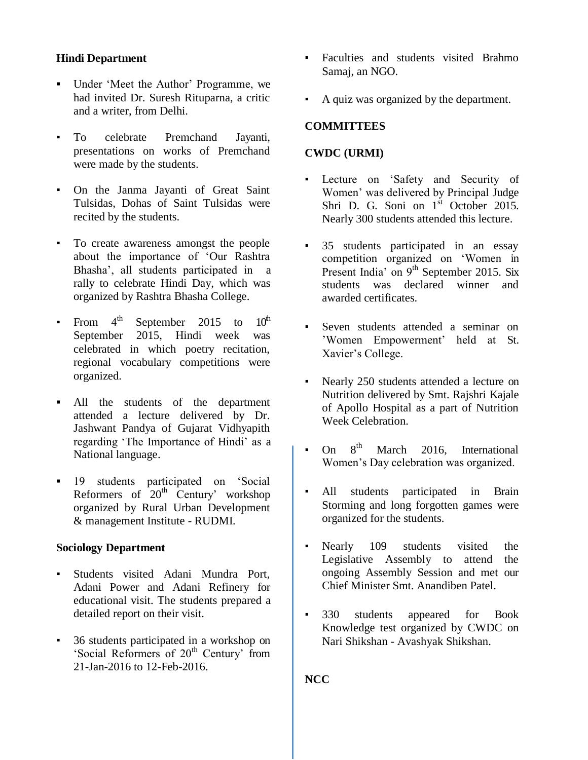**Hindi Department**

- Under 'Meet the Author' Programme, we had invited Dr. Suresh Rituparna, a critic and a writer, from Delhi.
- To celebrate Premchand Jayanti, presentations on works of Premchand were made by the students.
- On the Janma Jayanti of Great Saint Tulsidas, Dohas of Saint Tulsidas were recited by the students.
- To create awareness amongst the people about the importance of 'Our Rashtra Bhasha', all students participated in a rally to celebrate Hindi Day, which was organized by Rashtra Bhasha College.
- From 4th September 2015 to 10th September 2015, Hindi week was celebrated in which poetry recitation, regional vocabulary competitions were organized.
- All the students of the department attended a lecture delivered by Dr. Jashwant Pandya of Gujarat Vidhyapith regarding 'The Importance of Hindi' as a National language.
- 19 students participated on 'Social Reformers of 20th Century' workshop organized by Rural Urban Development & management Institute - RUDMI.

**Sociology Department**

- Students visited Adani Mundra Port, Adani Power and Adani Refinery for educational visit. The students prepared a detailed report on their visit.
- 36 students participated in a workshop on 'Social Reformers of 20th Century' from 21-Jan-2016 to 12-Feb-2016.
- Faculties and students visited Brahmo Samaj, an NGO.
- A quiz was organized by the department.

**COMMITTEES**

**CWDC (URMI)**

- Lecture on 'Safety and Security of Women' was delivered by Principal Judge Shri D. G. Soni on 1st October 2015. Nearly 300 students attended this lecture.
- 35 students participated in an essay competition organized on 'Women in Present India' on 9th September 2015. Six students was declared winner and awarded certificates.
- Seven students attended a seminar on 'Women Empowerment' held at St. Xavier's College.
- Nearly 250 students attended a lecture on Nutrition delivered by Smt. Rajshri Kajale of Apollo Hospital as a part of Nutrition Week Celebration.
- On 8th March 2016, International Women's Day celebration was organized.
- All students participated in Brain Storming and long forgotten games were organized for the students.
- Nearly 109 students visited the Legislative Assembly to attend the ongoing Assembly Session and met our Chief Minister Smt. Anandiben Patel.
- 330 students appeared for Book Knowledge test organized by CWDC on Nari Shikshan - Avashyak Shikshan.

**NCC**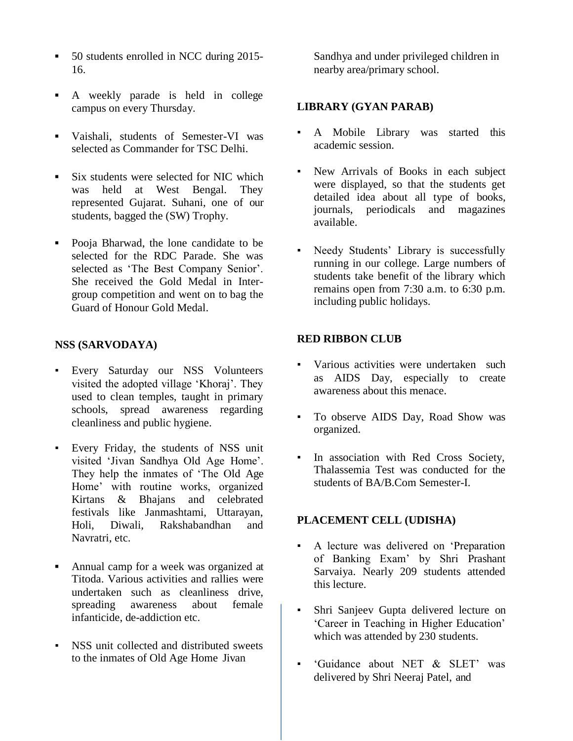- 50 students enrolled in NCC during 2015-16.
- A weekly parade is held in college campus on every Thursday.
- Vaishali, students of Semester-VI was selected as Commander for TSC Delhi.
- Six students were selected for NIC which was held at West Bengal. They represented Gujarat. Suhani, one of our students, bagged the (SW) Trophy.
- Pooja Bharwad, the lone candidate to be selected for the RDC Parade. She was selected as 'The Best Company Senior'. She received the Gold Medal in Inter-group competition and went on to bag the Guard of Honour Gold Medal.

**NSS (SARVODAYA)**

- Every Saturday our NSS Volunteers visited the adopted village 'Khoraj'. They used to clean temples, taught in primary schools, spread awareness regarding cleanliness and public hygiene.
- Every Friday, the students of NSS unit visited 'Jivan Sandhya Old Age Home'. They help the inmates of 'The Old Age Home' with routine works, organized Kirtans & Bhajans and celebrated festivals like Janmashtami, Uttarayan, Holi, Diwali, Rakshabandhan and Navratri, etc.
- Annual camp for a week was organized at Titoda. Various activities and rallies were undertaken such as cleanliness drive, spreading awareness about female infanticide, de-addiction etc.
- NSS unit collected and distributed sweets to the inmates of Old Age Home Jivan Sandhya and under privileged children in nearby area/primary school.

**LIBRARY (GYAN PARAB)**

- A Mobile Library was started this academic session.
- New Arrivals of Books in each subject were displayed, so that the students get detailed idea about all type of books, journals, periodicals and magazines available.
- Needy Students' Library is successfully running in our college. Large numbers of students take benefit of the library which remains open from 7:30 a.m. to 6:30 p.m. including public holidays.

**RED RIBBON CLUB**

- Various activities were undertaken such as AIDS Day, especially to create awareness about this menace.
- To observe AIDS Day, Road Show was organized.
- In association with Red Cross Society, Thalassemia Test was conducted for the students of BA/B.Com Semester-I.

**PLACEMENT CELL (UDISHA)**

- A lecture was delivered on 'Preparation of Banking Exam' by Shri Prashant Sarvaiya. Nearly 209 students attended this lecture.
- Shri Sanjeev Gupta delivered lecture on 'Career in Teaching in Higher Education' which was attended by 230 students.
- 'Guidance about NET & SLET' was delivered by Shri Neeraj Patel, and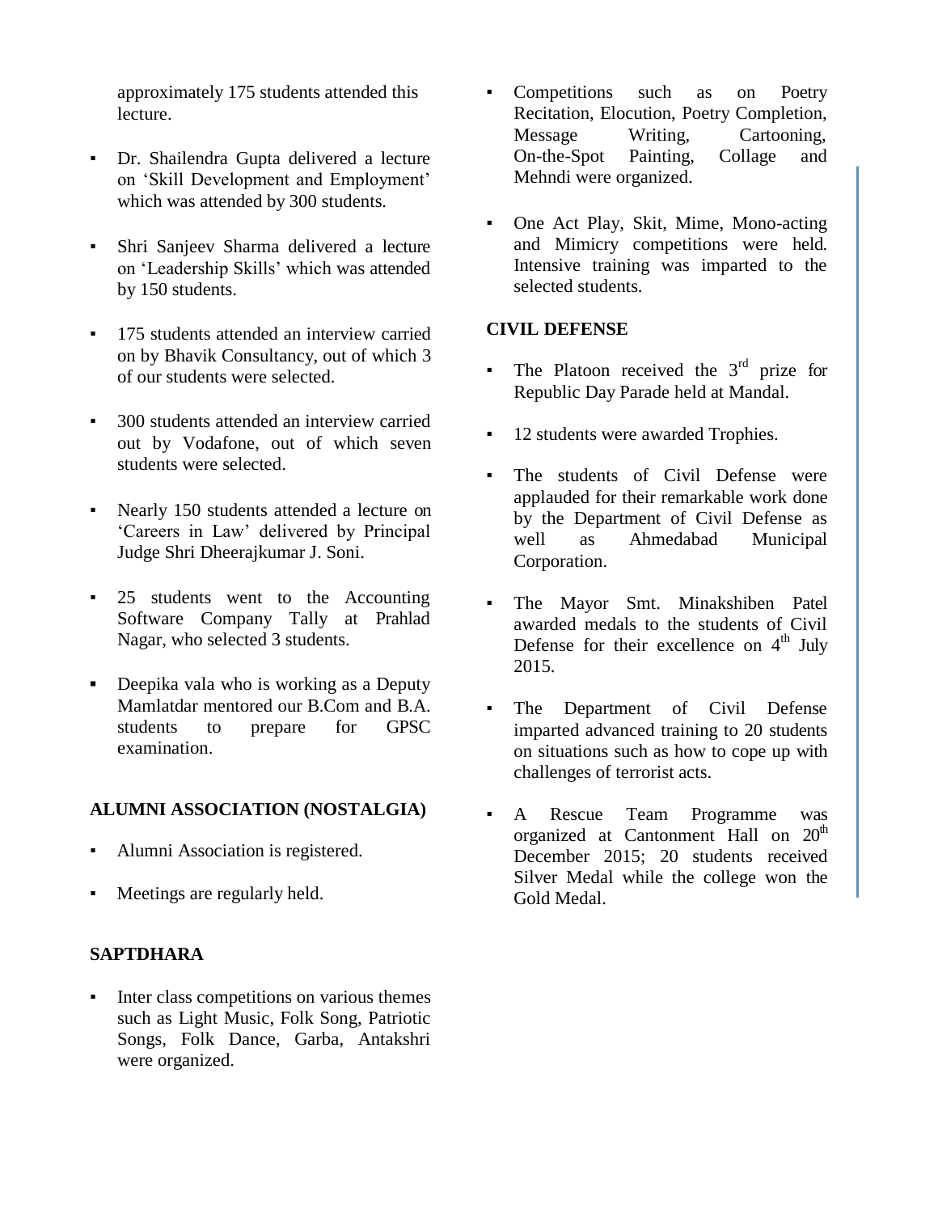approximately 175 students attended this lecture.

- Dr. Shailendra Gupta delivered a lecture on 'Skill Development and Employment' which was attended by 300 students.

- Shri Sanjeev Sharma delivered a lecture on 'Leadership Skills' which was attended by 150 students.

- 175 students attended an interview carried on by Bhavik Consultancy, out of which 3 of our students were selected.

- 300 students attended an interview carried out by Vodafone, out of which seven students were selected.

- Nearly 150 students attended a lecture on 'Careers in Law' delivered by Principal Judge Shri Dheerajkumar J. Soni.

- 25 students went to the Accounting Software Company Tally at Prahlad Nagar, who selected 3 students.

- Deepika vala who is working as a Deputy Mamlatdar mentored our B.Com and B.A. students to prepare for GPSC examination.

**ALUMNI ASSOCIATION (NOSTALGIA)**

- Alumni Association is registered.

- Meetings are regularly held.

**SAPTDHARA**

- Inter class competitions on various themes such as Light Music, Folk Song, Patriotic Songs, Folk Dance, Garba, Antakshri were organized.

- Competitions such as on Poetry Recitation, Elocution, Poetry Completion, Message Writing, Cartooning, On-the-Spot Painting, Collage and Mehndi were organized.

- One Act Play, Skit, Mime, Mono-acting and Mimicry competitions were held. Intensive training was imparted to the selected students.

**CIVIL DEFENSE**

- The Platoon received the 3rd prize for Republic Day Parade held at Mandal.

- 12 students were awarded Trophies.

- The students of Civil Defense were applauded for their remarkable work done by the Department of Civil Defense as well as Ahmedabad Municipal Corporation.

- The Mayor Smt. Minakshiben Patel awarded medals to the students of Civil Defense for their excellence on 4th July 2015.

- The Department of Civil Defense imparted advanced training to 20 students on situations such as how to cope up with challenges of terrorist acts.

- A Rescue Team Programme was organized at Cantonment Hall on 20th December 2015; 20 students received Silver Medal while the college won the Gold Medal.